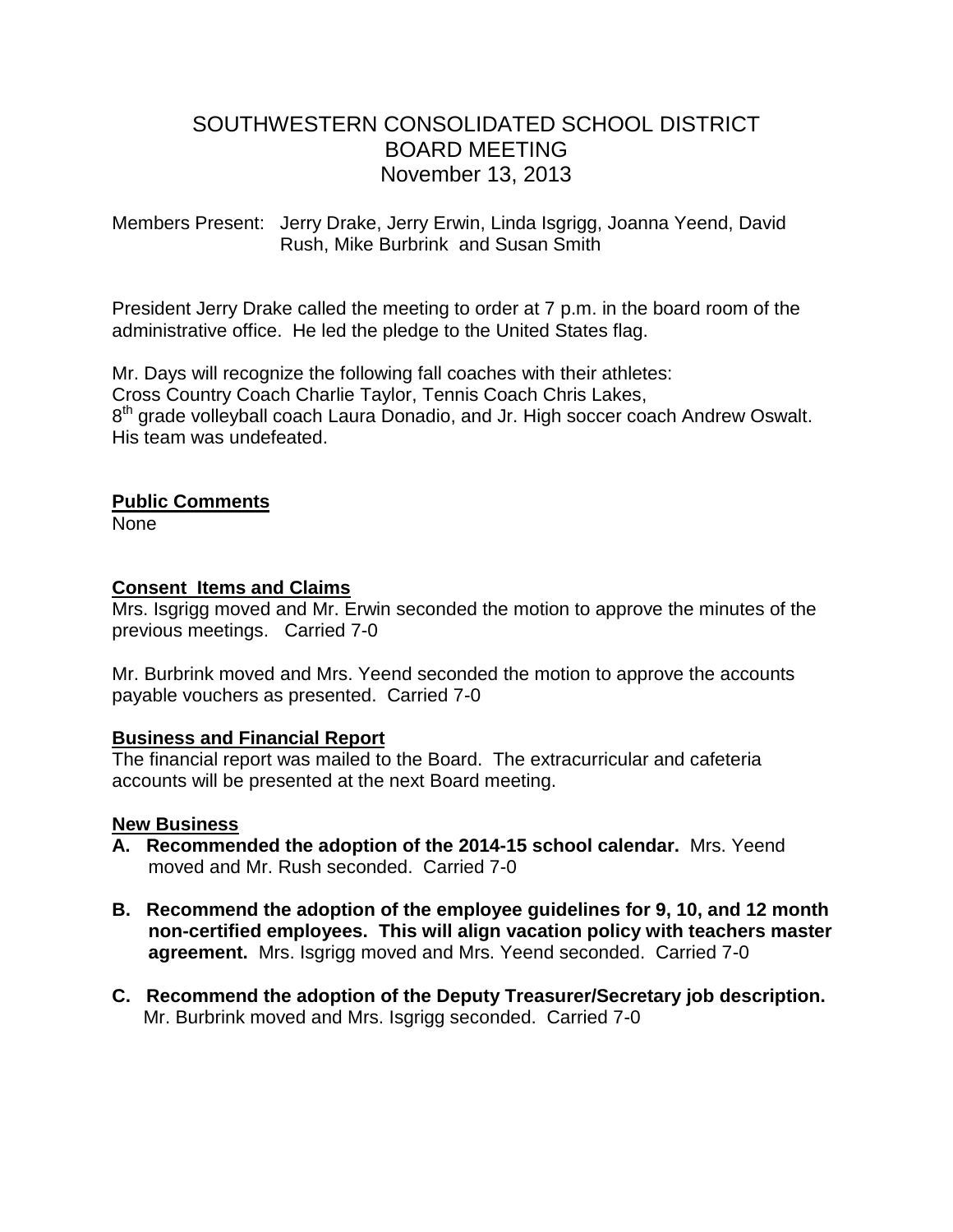# SOUTHWESTERN CONSOLIDATED SCHOOL DISTRICT
# BOARD MEETING
# November 13, 2013

Members Present: Jerry Drake, Jerry Erwin, Linda Isgrigg, Joanna Yeend, David Rush, Mike Burbrink and Susan Smith

President Jerry Drake called the meeting to order at 7 p.m. in the board room of the administrative office. He led the pledge to the United States flag.

Mr. Days will recognize the following fall coaches with their athletes:
Cross Country Coach Charlie Taylor, Tennis Coach Chris Lakes,
8th grade volleyball coach Laura Donadio, and Jr. High soccer coach Andrew Oswalt. His team was undefeated.

**Public Comments**
None

**Consent Items and Claims**
Mrs. Isgrigg moved and Mr. Erwin seconded the motion to approve the minutes of the previous meetings. Carried 7-0

Mr. Burbrink moved and Mrs. Yeend seconded the motion to approve the accounts payable vouchers as presented. Carried 7-0

**Business and Financial Report**
The financial report was mailed to the Board. The extracurricular and cafeteria accounts will be presented at the next Board meeting.

**New Business**

**A. Recommended the adoption of the 2014-15 school calendar.** Mrs. Yeend moved and Mr. Rush seconded. Carried 7-0

**B. Recommend the adoption of the employee guidelines for 9, 10, and 12 month non-certified employees. This will align vacation policy with teachers master agreement.** Mrs. Isgrigg moved and Mrs. Yeend seconded. Carried 7-0

**C. Recommend the adoption of the Deputy Treasurer/Secretary job description.** Mr. Burbrink moved and Mrs. Isgrigg seconded. Carried 7-0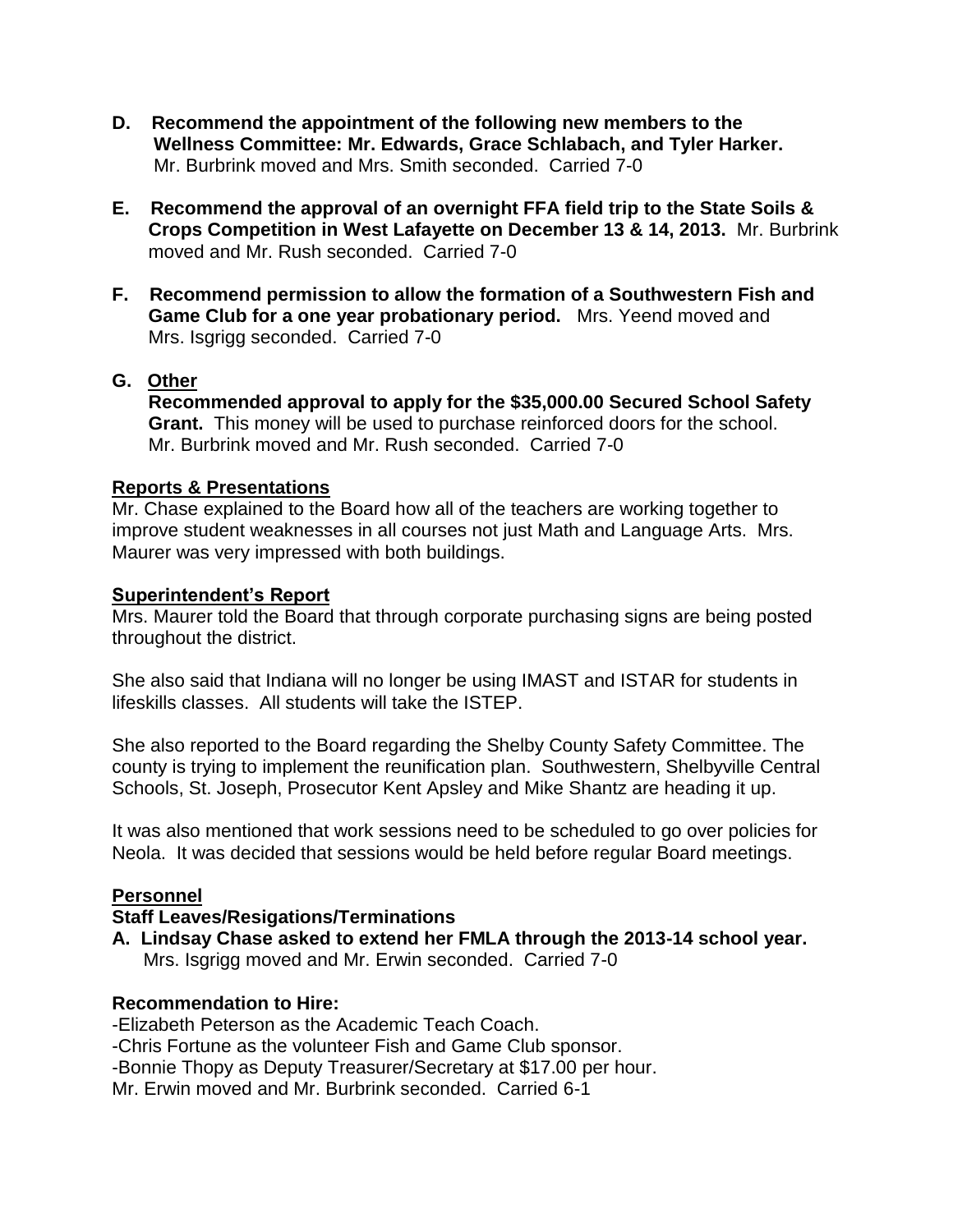**D. Recommend the appointment of the following new members to the Wellness Committee: Mr. Edwards, Grace Schlabach, and Tyler Harker.** Mr. Burbrink moved and Mrs. Smith seconded. Carried 7-0

**E. Recommend the approval of an overnight FFA field trip to the State Soils & Crops Competition in West Lafayette on December 13 & 14, 2013.** Mr. Burbrink moved and Mr. Rush seconded. Carried 7-0

**F. Recommend permission to allow the formation of a Southwestern Fish and Game Club for a one year probationary period.** Mrs. Yeend moved and Mrs. Isgrigg seconded. Carried 7-0

**G. Other**

**Recommended approval to apply for the $35,000.00 Secured School Safety Grant.** This money will be used to purchase reinforced doors for the school. Mr. Burbrink moved and Mr. Rush seconded. Carried 7-0

## Reports & Presentations

Mr. Chase explained to the Board how all of the teachers are working together to improve student weaknesses in all courses not just Math and Language Arts. Mrs. Maurer was very impressed with both buildings.

## Superintendent's Report

Mrs. Maurer told the Board that through corporate purchasing signs are being posted throughout the district.

She also said that Indiana will no longer be using IMAST and ISTAR for students in lifeskills classes. All students will take the ISTEP.

She also reported to the Board regarding the Shelby County Safety Committee. The county is trying to implement the reunification plan. Southwestern, Shelbyville Central Schools, St. Joseph, Prosecutor Kent Apsley and Mike Shantz are heading it up.

It was also mentioned that work sessions need to be scheduled to go over policies for Neola. It was decided that sessions would be held before regular Board meetings.

## Personnel

**Staff Leaves/Resigations/Terminations**

**A. Lindsay Chase asked to extend her FMLA through the 2013-14 school year.** Mrs. Isgrigg moved and Mr. Erwin seconded. Carried 7-0

**Recommendation to Hire:**

-Elizabeth Peterson as the Academic Teach Coach.
-Chris Fortune as the volunteer Fish and Game Club sponsor.
-Bonnie Thopy as Deputy Treasurer/Secretary at $17.00 per hour.
Mr. Erwin moved and Mr. Burbrink seconded. Carried 6-1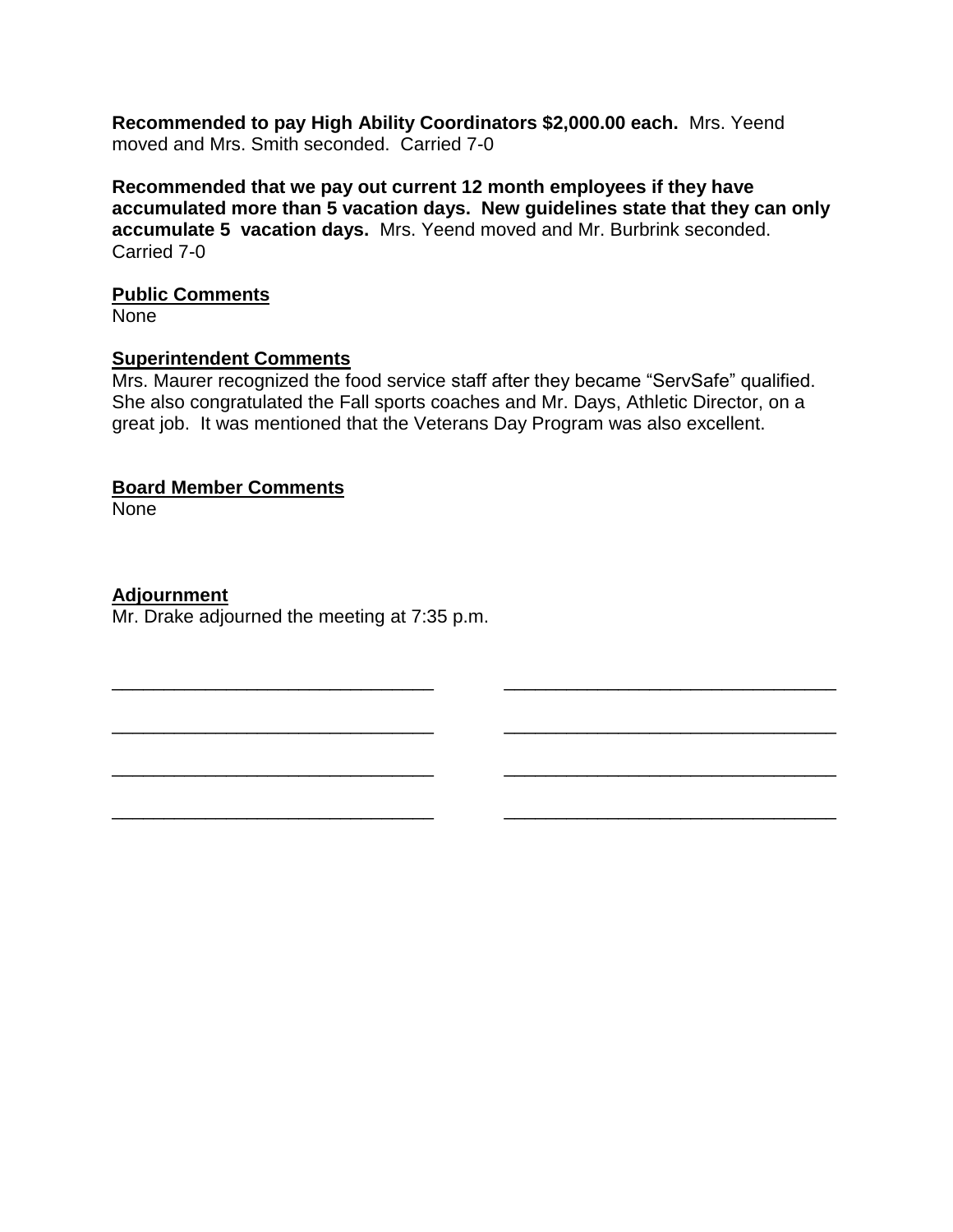**Recommended to pay High Ability Coordinators $2,000.00 each.** Mrs. Yeend moved and Mrs. Smith seconded. Carried 7-0

**Recommended that we pay out current 12 month employees if they have accumulated more than 5 vacation days. New guidelines state that they can only accumulate 5 vacation days.** Mrs. Yeend moved and Mr. Burbrink seconded. Carried 7-0

**Public Comments**

None

**Superintendent Comments**

Mrs. Maurer recognized the food service staff after they became "ServSafe" qualified. She also congratulated the Fall sports coaches and Mr. Days, Athletic Director, on a great job. It was mentioned that the Veterans Day Program was also excellent.

**Board Member Comments**

None

**Adjournment**

Mr. Drake adjourned the meeting at 7:35 p.m.

_______________________________ _______________________________

_______________________________ _______________________________

_______________________________ _______________________________

_______________________________ _______________________________